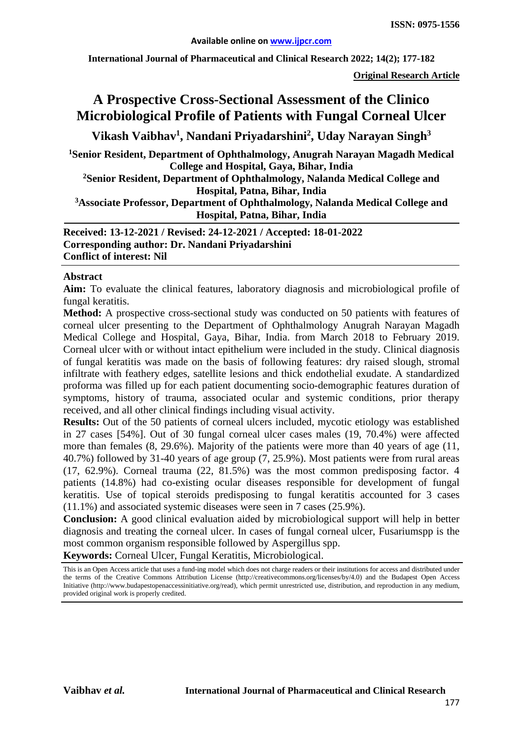**Available online on www.ijpcr.com**

**International Journal of Pharmaceutical and Clinical Research 2022; 14(2); 177-182**

**ISSN: 0975-1556**

**Original Research Article**

# A Prospective Cross-Sectional Assessment of the Clinico Microbiological Profile of Patients with Fungal Corneal Ulcer

**Vikash Vaibhav[1], Nandani Priyadarshini[2], Uday Narayan Singh[3]**

**[1]Senior Resident, Department of Ophthalmology, Anugrah Narayan Magadh Medical College and Hospital, Gaya, Bihar, India**

**[2]Senior Resident, Department of Ophthalmology, Nalanda Medical College and Hospital, Patna, Bihar, India**

**[3]Associate Professor, Department of Ophthalmology, Nalanda Medical College and Hospital, Patna, Bihar, India**

**Received: 13-12-2021 / Revised: 24-12-2021 / Accepted: 18-01-2022**
**Corresponding author: Dr. Nandani Priyadarshini**
**Conflict of interest: Nil**

## Abstract

**Aim:** To evaluate the clinical features, laboratory diagnosis and microbiological profile of fungal keratitis.

**Method:** A prospective cross-sectional study was conducted on 50 patients with features of corneal ulcer presenting to the Department of Ophthalmology Anugrah Narayan Magadh Medical College and Hospital, Gaya, Bihar, India. from March 2018 to February 2019. Corneal ulcer with or without intact epithelium were included in the study. Clinical diagnosis of fungal keratitis was made on the basis of following features: dry raised slough, stromal infiltrate with feathery edges, satellite lesions and thick endothelial exudate. A standardized proforma was filled up for each patient documenting socio-demographic features duration of symptoms, history of trauma, associated ocular and systemic conditions, prior therapy received, and all other clinical findings including visual activity.

**Results:** Out of the 50 patients of corneal ulcers included, mycotic etiology was established in 27 cases [54%]. Out of 30 fungal corneal ulcer cases males (19, 70.4%) were affected more than females (8, 29.6%). Majority of the patients were more than 40 years of age (11, 40.7%) followed by 31-40 years of age group (7, 25.9%). Most patients were from rural areas (17, 62.9%). Corneal trauma (22, 81.5%) was the most common predisposing factor. 4 patients (14.8%) had co-existing ocular diseases responsible for development of fungal keratitis. Use of topical steroids predisposing to fungal keratitis accounted for 3 cases (11.1%) and associated systemic diseases were seen in 7 cases (25.9%).

**Conclusion:** A good clinical evaluation aided by microbiological support will help in better diagnosis and treating the corneal ulcer. In cases of fungal corneal ulcer, Fusariumspp is the most common organism responsible followed by Aspergillus spp.

**Keywords:** Corneal Ulcer, Fungal Keratitis, Microbiological.

This is an Open Access article that uses a fund-ing model which does not charge readers or their institutions for access and distributed under the terms of the Creative Commons Attribution License (http://creativecommons.org/licenses/by/4.0) and the Budapest Open Access Initiative (http://www.budapestopenaccessinitiative.org/read), which permit unrestricted use, distribution, and reproduction in any medium, provided original work is properly credited.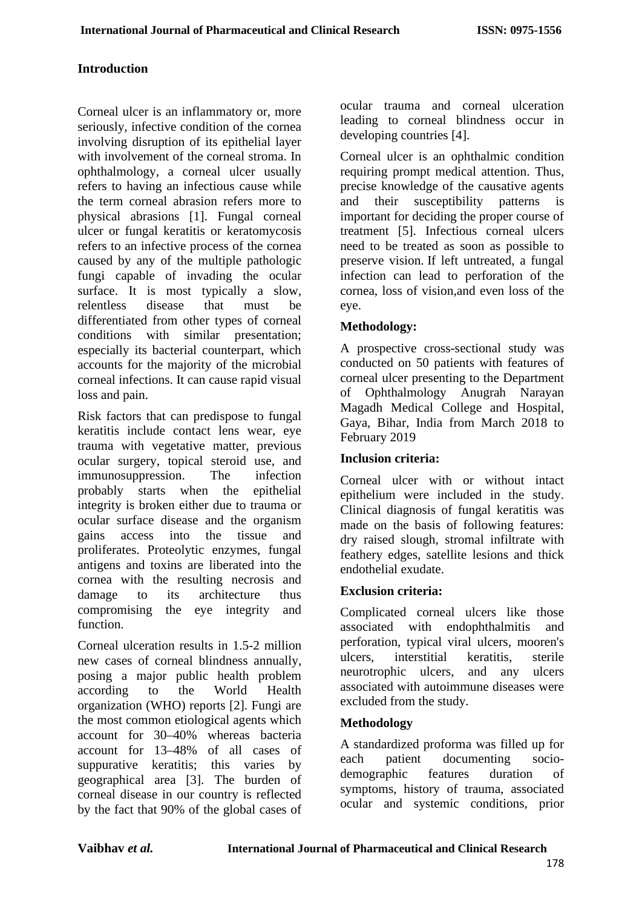## Introduction

Corneal ulcer is an inflammatory or, more seriously, infective condition of the cornea involving disruption of its epithelial layer with involvement of the corneal stroma. In ophthalmology, a corneal ulcer usually refers to having an infectious cause while the term corneal abrasion refers more to physical abrasions [1]. Fungal corneal ulcer or fungal keratitis or keratomycosis refers to an infective process of the cornea caused by any of the multiple pathologic fungi capable of invading the ocular surface. It is most typically a slow, relentless disease that must be differentiated from other types of corneal conditions with similar presentation; especially its bacterial counterpart, which accounts for the majority of the microbial corneal infections. It can cause rapid visual loss and pain.

Risk factors that can predispose to fungal keratitis include contact lens wear, eye trauma with vegetative matter, previous ocular surgery, topical steroid use, and immunosuppression. The infection probably starts when the epithelial integrity is broken either due to trauma or ocular surface disease and the organism gains access into the tissue and proliferates. Proteolytic enzymes, fungal antigens and toxins are liberated into the cornea with the resulting necrosis and damage to its architecture thus compromising the eye integrity and function.

Corneal ulceration results in 1.5-2 million new cases of corneal blindness annually, posing a major public health problem according to the World Health organization (WHO) reports [2]. Fungi are the most common etiological agents which account for 30–40% whereas bacteria account for 13–48% of all cases of suppurative keratitis; this varies by geographical area [3]. The burden of corneal disease in our country is reflected by the fact that 90% of the global cases of ocular trauma and corneal ulceration leading to corneal blindness occur in developing countries [4].

Corneal ulcer is an ophthalmic condition requiring prompt medical attention. Thus, precise knowledge of the causative agents and their susceptibility patterns is important for deciding the proper course of treatment [5]. Infectious corneal ulcers need to be treated as soon as possible to preserve vision. If left untreated, a fungal infection can lead to perforation of the cornea, loss of vision,and even loss of the eye.

### Methodology:

A prospective cross-sectional study was conducted on 50 patients with features of corneal ulcer presenting to the Department of Ophthalmology Anugrah Narayan Magadh Medical College and Hospital, Gaya, Bihar, India from March 2018 to February 2019

### Inclusion criteria:

Corneal ulcer with or without intact epithelium were included in the study. Clinical diagnosis of fungal keratitis was made on the basis of following features: dry raised slough, stromal infiltrate with feathery edges, satellite lesions and thick endothelial exudate.

### Exclusion criteria:

Complicated corneal ulcers like those associated with endophthalmitis and perforation, typical viral ulcers, mooren's ulcers, interstitial keratitis, sterile neurotrophic ulcers, and any ulcers associated with autoimmune diseases were excluded from the study.

### Methodology

A standardized proforma was filled up for each patient documenting socio-demographic features duration of symptoms, history of trauma, associated ocular and systemic conditions, prior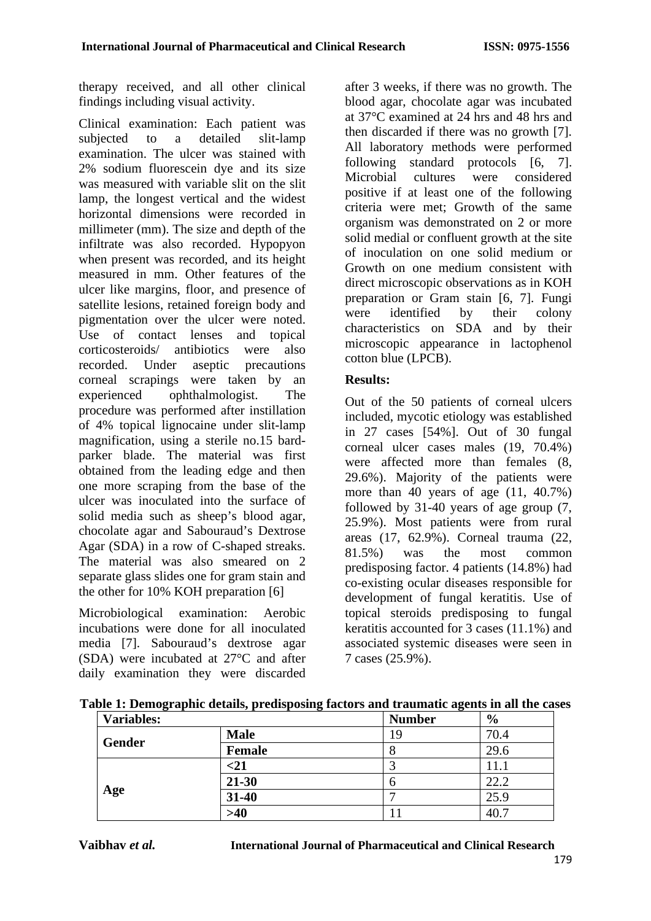therapy received, and all other clinical findings including visual activity.

Clinical examination: Each patient was subjected to a detailed slit-lamp examination. The ulcer was stained with 2% sodium fluorescein dye and its size was measured with variable slit on the slit lamp, the longest vertical and the widest horizontal dimensions were recorded in millimeter (mm). The size and depth of the infiltrate was also recorded. Hypopyon when present was recorded, and its height measured in mm. Other features of the ulcer like margins, floor, and presence of satellite lesions, retained foreign body and pigmentation over the ulcer were noted. Use of contact lenses and topical corticosteroids/ antibiotics were also recorded. Under aseptic precautions corneal scrapings were taken by an experienced ophthalmologist. The procedure was performed after instillation of 4% topical lignocaine under slit-lamp magnification, using a sterile no.15 bard-parker blade. The material was first obtained from the leading edge and then one more scraping from the base of the ulcer was inoculated into the surface of solid media such as sheep's blood agar, chocolate agar and Sabouraud's Dextrose Agar (SDA) in a row of C-shaped streaks. The material was also smeared on 2 separate glass slides one for gram stain and the other for 10% KOH preparation [6]

Microbiological examination: Aerobic incubations were done for all inoculated media [7]. Sabouraud's dextrose agar (SDA) were incubated at 27°C and after daily examination they were discarded after 3 weeks, if there was no growth. The blood agar, chocolate agar was incubated at 37°C examined at 24 hrs and 48 hrs and then discarded if there was no growth [7]. All laboratory methods were performed following standard protocols [6, 7]. Microbial cultures were considered positive if at least one of the following criteria were met; Growth of the same organism was demonstrated on 2 or more solid medial or confluent growth at the site of inoculation on one solid medium or Growth on one medium consistent with direct microscopic observations as in KOH preparation or Gram stain [6, 7]. Fungi were identified by their colony characteristics on SDA and by their microscopic appearance in lactophenol cotton blue (LPCB).

**Results:**

Out of the 50 patients of corneal ulcers included, mycotic etiology was established in 27 cases [54%]. Out of 30 fungal corneal ulcer cases males (19, 70.4%) were affected more than females (8, 29.6%). Majority of the patients were more than 40 years of age (11, 40.7%) followed by 31-40 years of age group (7, 25.9%). Most patients were from rural areas (17, 62.9%). Corneal trauma (22, 81.5%) was the most common predisposing factor. 4 patients (14.8%) had co-existing ocular diseases responsible for development of fungal keratitis. Use of topical steroids predisposing to fungal keratitis accounted for 3 cases (11.1%) and associated systemic diseases were seen in 7 cases (25.9%).

**Table 1: Demographic details, predisposing factors and traumatic agents in all the cases**

| Variables: | | Number | % |
|---|---|---|---|
| **Gender** | **Male** | 19 | 70.4 |
| | **Female** | 8 | 29.6 |
| **Age** | **<21** | 3 | 11.1 |
| | **21-30** | 6 | 22.2 |
| | **31-40** | 7 | 25.9 |
| | **>40** | 11 | 40.7 |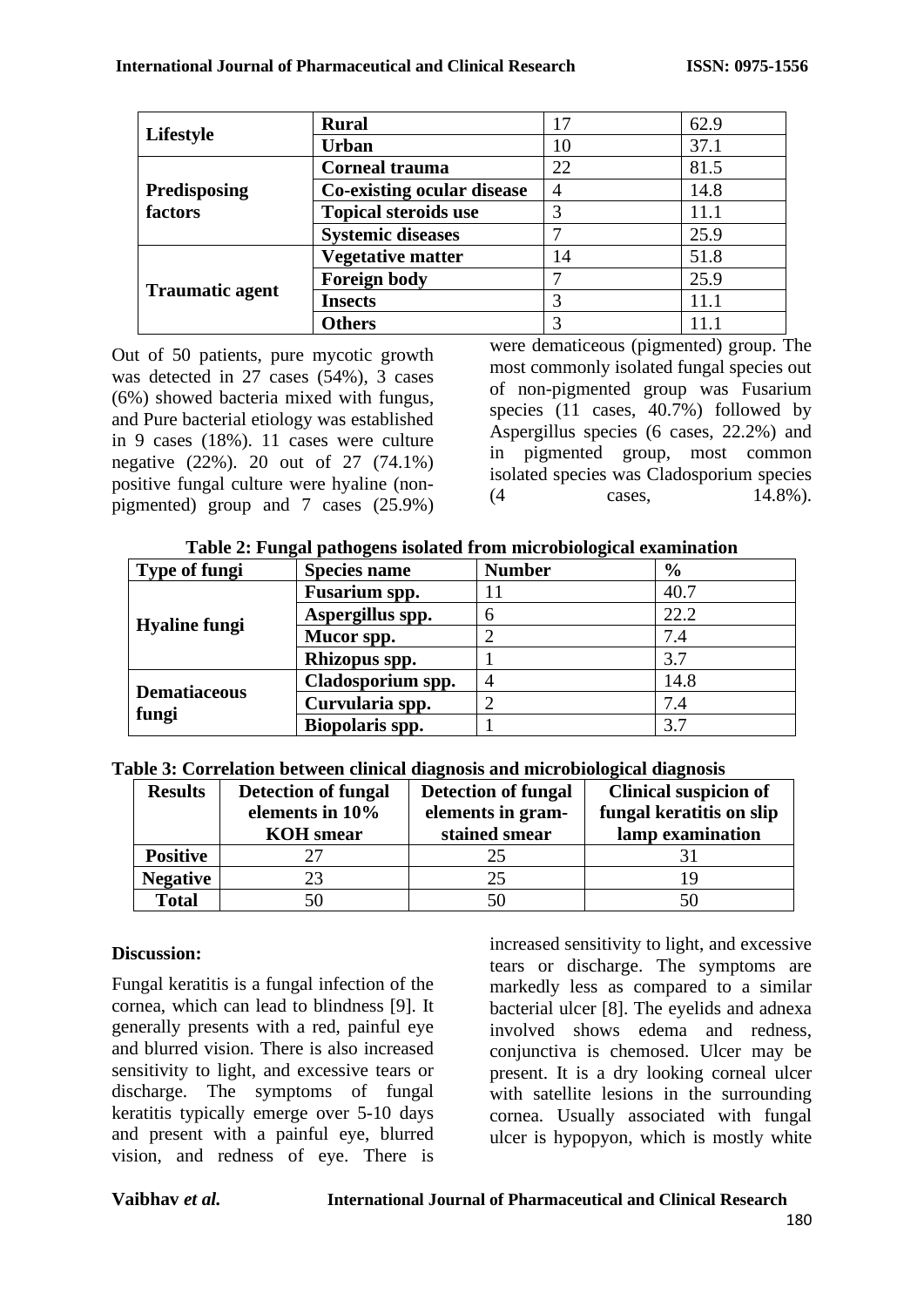| Lifestyle | Rural | 17 | 62.9 |
|---|---|---|---|
| | Urban | 10 | 37.1 |
| Predisposing factors | Corneal trauma | 22 | 81.5 |
| | Co-existing ocular disease | 4 | 14.8 |
| | Topical steroids use | 3 | 11.1 |
| | Systemic diseases | 7 | 25.9 |
| Traumatic agent | Vegetative matter | 14 | 51.8 |
| | Foreign body | 7 | 25.9 |
| | Insects | 3 | 11.1 |
| | Others | 3 | 11.1 |

Out of 50 patients, pure mycotic growth was detected in 27 cases (54%), 3 cases (6%) showed bacteria mixed with fungus, and Pure bacterial etiology was established in 9 cases (18%). 11 cases were culture negative (22%). 20 out of 27 (74.1%) positive fungal culture were hyaline (non-pigmented) group and 7 cases (25.9%) were dematiceous (pigmented) group. The most commonly isolated fungal species out of non-pigmented group was Fusarium species (11 cases, 40.7%) followed by Aspergillus species (6 cases, 22.2%) and in pigmented group, most common isolated species was Cladosporium species (4 cases, 14.8%).

**Table 2: Fungal pathogens isolated from microbiological examination**

| Type of fungi | Species name | Number | % |
|---|---|---|---|
| Hyaline fungi | Fusarium spp. | 11 | 40.7 |
| | Aspergillus spp. | 6 | 22.2 |
| | Mucor spp. | 2 | 7.4 |
| | Rhizopus spp. | 1 | 3.7 |
| Dematiaceous fungi | Cladosporium spp. | 4 | 14.8 |
| | Curvularia spp. | 2 | 7.4 |
| | Biopolaris spp. | 1 | 3.7 |

**Table 3: Correlation between clinical diagnosis and microbiological diagnosis**

| Results | Detection of fungal elements in 10% KOH smear | Detection of fungal elements in gram-stained smear | Clinical suspicion of fungal keratitis on slip lamp examination |
|---|---|---|---|
| Positive | 27 | 25 | 31 |
| Negative | 23 | 25 | 19 |
| Total | 50 | 50 | 50 |

## Discussion:

Fungal keratitis is a fungal infection of the cornea, which can lead to blindness [9]. It generally presents with a red, painful eye and blurred vision. There is also increased sensitivity to light, and excessive tears or discharge. The symptoms of fungal keratitis typically emerge over 5-10 days and present with a painful eye, blurred vision, and redness of eye. There is increased sensitivity to light, and excessive tears or discharge. The symptoms are markedly less as compared to a similar bacterial ulcer [8]. The eyelids and adnexa involved shows edema and redness, conjunctiva is chemosed. Ulcer may be present. It is a dry looking corneal ulcer with satellite lesions in the surrounding cornea. Usually associated with fungal ulcer is hypopyon, which is mostly white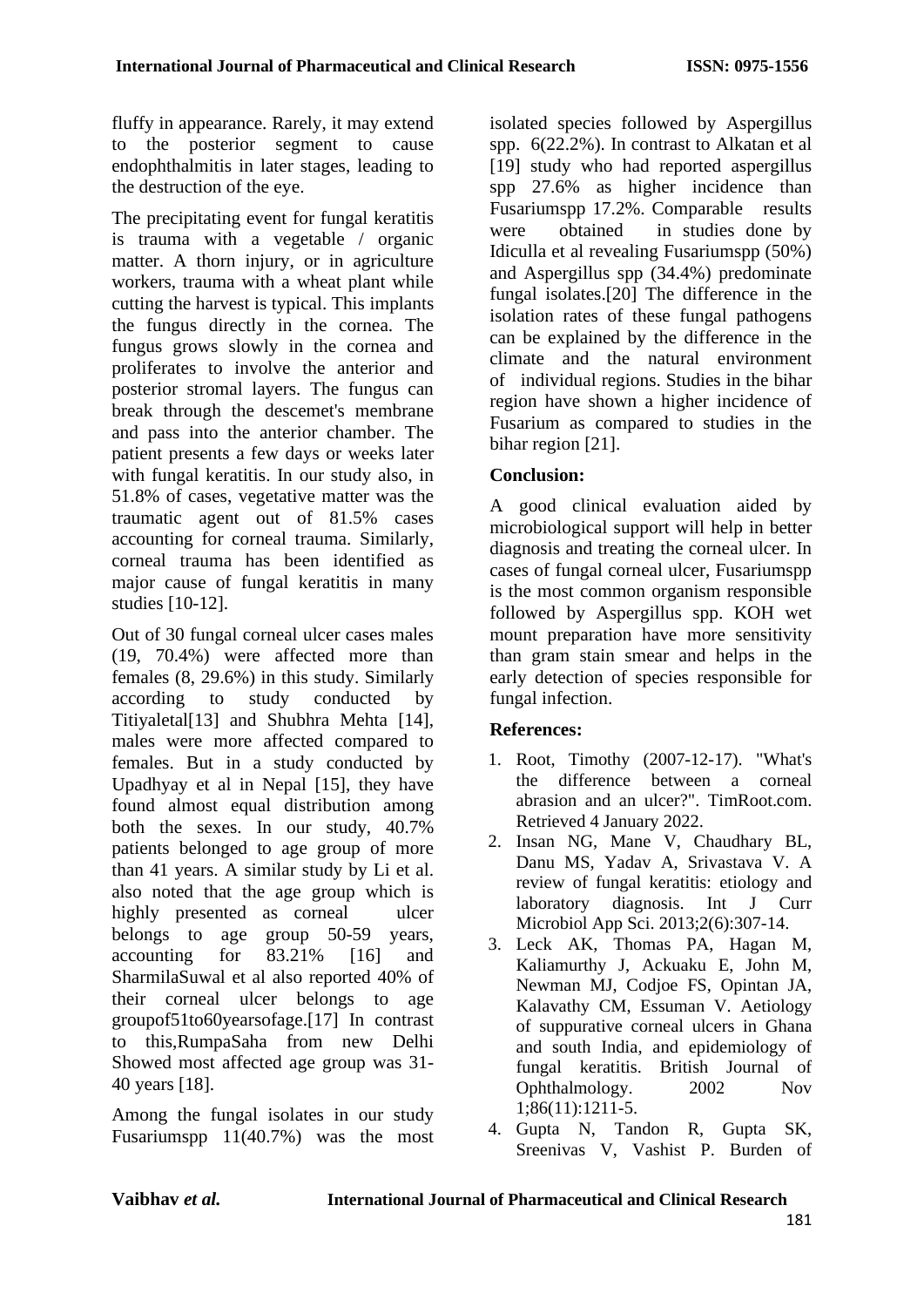fluffy in appearance. Rarely, it may extend to the posterior segment to cause endophthalmitis in later stages, leading to the destruction of the eye.

The precipitating event for fungal keratitis is trauma with a vegetable / organic matter. A thorn injury, or in agriculture workers, trauma with a wheat plant while cutting the harvest is typical. This implants the fungus directly in the cornea. The fungus grows slowly in the cornea and proliferates to involve the anterior and posterior stromal layers. The fungus can break through the descemet's membrane and pass into the anterior chamber. The patient presents a few days or weeks later with fungal keratitis. In our study also, in 51.8% of cases, vegetative matter was the traumatic agent out of 81.5% cases accounting for corneal trauma. Similarly, corneal trauma has been identified as major cause of fungal keratitis in many studies [10-12].

Out of 30 fungal corneal ulcer cases males (19, 70.4%) were affected more than females (8, 29.6%) in this study. Similarly according to study conducted by Titiyaletal[13] and Shubhra Mehta [14], males were more affected compared to females. But in a study conducted by Upadhyay et al in Nepal [15], they have found almost equal distribution among both the sexes. In our study, 40.7% patients belonged to age group of more than 41 years. A similar study by Li et al. also noted that the age group which is highly presented as corneal ulcer belongs to age group 50-59 years, accounting for 83.21% [16] and SharmilaSuwal et al also reported 40% of their corneal ulcer belongs to age groupof51to60yearsofage.[17] In contrast to this,RumpaSaha from new Delhi Showed most affected age group was 31-40 years [18].

Among the fungal isolates in our study Fusariumspp 11(40.7%) was the most isolated species followed by Aspergillus spp. 6(22.2%). In contrast to Alkatan et al [19] study who had reported aspergillus spp 27.6% as higher incidence than Fusariumspp 17.2%. Comparable results were obtained in studies done by Idiculla et al revealing Fusariumspp (50%) and Aspergillus spp (34.4%) predominate fungal isolates.[20] The difference in the isolation rates of these fungal pathogens can be explained by the difference in the climate and the natural environment of individual regions. Studies in the bihar region have shown a higher incidence of Fusarium as compared to studies in the bihar region [21].

## Conclusion:

A good clinical evaluation aided by microbiological support will help in better diagnosis and treating the corneal ulcer. In cases of fungal corneal ulcer, Fusariumspp is the most common organism responsible followed by Aspergillus spp. KOH wet mount preparation have more sensitivity than gram stain smear and helps in the early detection of species responsible for fungal infection.

## References:

1. Root, Timothy (2007-12-17). "What's the difference between a corneal abrasion and an ulcer?". TimRoot.com. Retrieved 4 January 2022.
2. Insan NG, Mane V, Chaudhary BL, Danu MS, Yadav A, Srivastava V. A review of fungal keratitis: etiology and laboratory diagnosis. Int J Curr Microbiol App Sci. 2013;2(6):307-14.
3. Leck AK, Thomas PA, Hagan M, Kaliamurthy J, Ackuaku E, John M, Newman MJ, Codjoe FS, Opintan JA, Kalavathy CM, Essuman V. Aetiology of suppurative corneal ulcers in Ghana and south India, and epidemiology of fungal keratitis. British Journal of Ophthalmology. 2002 Nov 1;86(11):1211-5.
4. Gupta N, Tandon R, Gupta SK, Sreenivas V, Vashist P. Burden of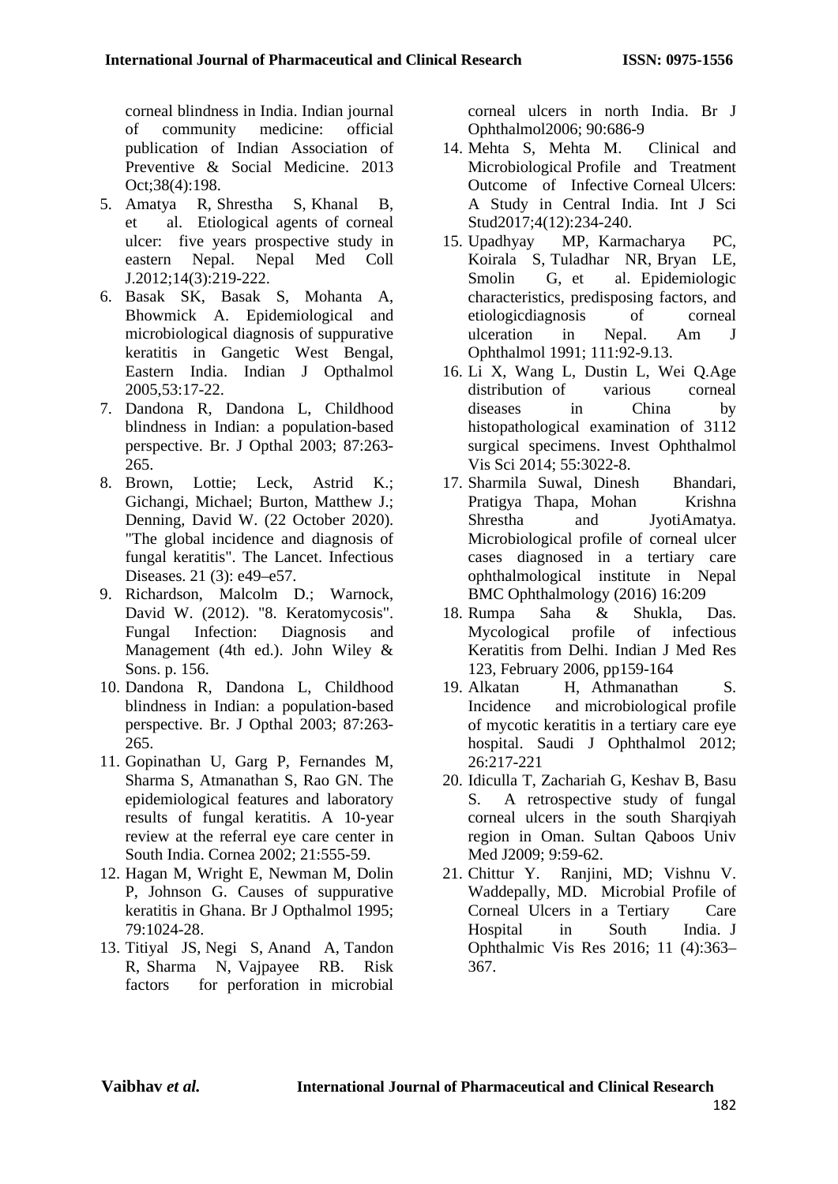corneal blindness in India. Indian journal of community medicine: official publication of Indian Association of Preventive & Social Medicine. 2013 Oct;38(4):198.

5. Amatya R, Shrestha S, Khanal B, et al. Etiological agents of corneal ulcer: five years prospective study in eastern Nepal. Nepal Med Coll J.2012;14(3):219-222.
6. Basak SK, Basak S, Mohanta A, Bhowmick A. Epidemiological and microbiological diagnosis of suppurative keratitis in Gangetic West Bengal, Eastern India. Indian J Opthalmol 2005,53:17-22.
7. Dandona R, Dandona L, Childhood blindness in Indian: a population-based perspective. Br. J Opthal 2003; 87:263-265.
8. Brown, Lottie; Leck, Astrid K.; Gichangi, Michael; Burton, Matthew J.; Denning, David W. (22 October 2020). "The global incidence and diagnosis of fungal keratitis". The Lancet. Infectious Diseases. 21 (3): e49–e57.
9. Richardson, Malcolm D.; Warnock, David W. (2012). "8. Keratomycosis". Fungal Infection: Diagnosis and Management (4th ed.). John Wiley & Sons. p. 156.
10. Dandona R, Dandona L, Childhood blindness in Indian: a population-based perspective. Br. J Opthal 2003; 87:263-265.
11. Gopinathan U, Garg P, Fernandes M, Sharma S, Atmanathan S, Rao GN. The epidemiological features and laboratory results of fungal keratitis. A 10-year review at the referral eye care center in South India. Cornea 2002; 21:555-59.
12. Hagan M, Wright E, Newman M, Dolin P, Johnson G. Causes of suppurative keratitis in Ghana. Br J Opthalmol 1995; 79:1024-28.
13. Titiyal JS, Negi S, Anand A, Tandon R, Sharma N, Vajpayee RB. Risk factors for perforation in microbial corneal ulcers in north India. Br J Ophthalmol2006; 90:686-9
14. Mehta S, Mehta M. Clinical and Microbiological Profile and Treatment Outcome of Infective Corneal Ulcers: A Study in Central India. Int J Sci Stud2017;4(12):234-240.
15. Upadhyay MP, Karmacharya PC, Koirala S, Tuladhar NR, Bryan LE, Smolin G, et al. Epidemiologic characteristics, predisposing factors, and etiologicdiagnosis of corneal ulceration in Nepal. Am J Ophthalmol 1991; 111:92-9.13.
16. Li X, Wang L, Dustin L, Wei Q.Age distribution of various corneal diseases in China by histopathological examination of 3112 surgical specimens. Invest Ophthalmol Vis Sci 2014; 55:3022-8.
17. Sharmila Suwal, Dinesh Bhandari, Pratigya Thapa, Mohan Krishna Shrestha and JyotiAmatya. Microbiological profile of corneal ulcer cases diagnosed in a tertiary care ophthalmological institute in Nepal BMC Ophthalmology (2016) 16:209
18. Rumpa Saha & Shukla, Das. Mycological profile of infectious Keratitis from Delhi. Indian J Med Res 123, February 2006, pp159-164
19. Alkatan H, Athmanathan S. Incidence and microbiological profile of mycotic keratitis in a tertiary care eye hospital. Saudi J Ophthalmol 2012; 26:217-221
20. Idiculla T, Zachariah G, Keshav B, Basu S. A retrospective study of fungal corneal ulcers in the south Sharqiyah region in Oman. Sultan Qaboos Univ Med J2009; 9:59-62.
21. Chittur Y. Ranjini, MD; Vishnu V. Waddepally, MD. Microbial Profile of Corneal Ulcers in a Tertiary Care Hospital in South India. J Ophthalmic Vis Res 2016; 11 (4):363–367.